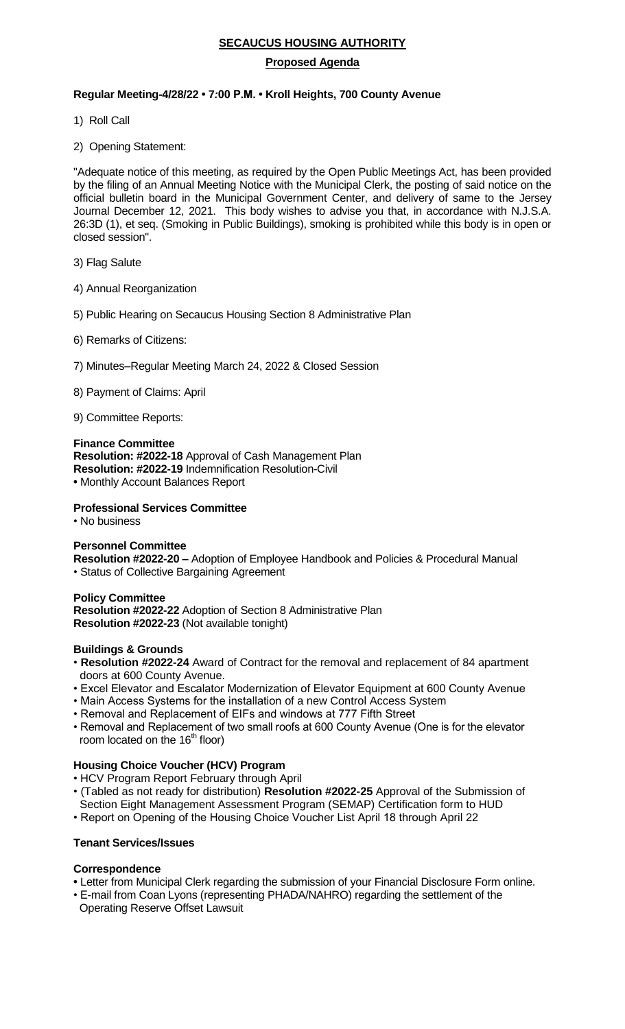# SECAUCUS HOUSING AUTHORITY

## Proposed Agenda

**Regular Meeting-4/28/22 • 7:00 P.M. • Kroll Heights, 700 County Avenue**

1) Roll Call

2) Opening Statement:

"Adequate notice of this meeting, as required by the Open Public Meetings Act, has been provided by the filing of an Annual Meeting Notice with the Municipal Clerk, the posting of said notice on the official bulletin board in the Municipal Government Center, and delivery of same to the Jersey Journal December 12, 2021. This body wishes to advise you that, in accordance with N.J.S.A. 26:3D (1), et seq. (Smoking in Public Buildings), smoking is prohibited while this body is in open or closed session".

3) Flag Salute

4) Annual Reorganization

5) Public Hearing on Secaucus Housing Section 8 Administrative Plan

6) Remarks of Citizens:

7) Minutes–Regular Meeting March 24, 2022 & Closed Session

8) Payment of Claims: April

9) Committee Reports:

**Finance Committee**
**Resolution: #2022-18** Approval of Cash Management Plan
**Resolution: #2022-19** Indemnification Resolution-Civil
• Monthly Account Balances Report

**Professional Services Committee**
• No business

**Personnel Committee**
**Resolution #2022-20 –** Adoption of Employee Handbook and Policies & Procedural Manual
• Status of Collective Bargaining Agreement

**Policy Committee**
**Resolution #2022-22** Adoption of Section 8 Administrative Plan
**Resolution #2022-23** (Not available tonight)

**Buildings & Grounds**
- **Resolution #2022-24** Award of Contract for the removal and replacement of 84 apartment doors at 600 County Avenue.
- Excel Elevator and Escalator Modernization of Elevator Equipment at 600 County Avenue
- Main Access Systems for the installation of a new Control Access System
- Removal and Replacement of EIFs and windows at 777 Fifth Street
- Removal and Replacement of two small roofs at 600 County Avenue (One is for the elevator room located on the 16th floor)

**Housing Choice Voucher (HCV) Program**
- HCV Program Report February through April
- (Tabled as not ready for distribution) **Resolution #2022-25** Approval of the Submission of Section Eight Management Assessment Program (SEMAP) Certification form to HUD
- Report on Opening of the Housing Choice Voucher List April 18 through April 22

**Tenant Services/Issues**

**Correspondence**
- Letter from Municipal Clerk regarding the submission of your Financial Disclosure Form online.
- E-mail from Coan Lyons (representing PHADA/NAHRO) regarding the settlement of the Operating Reserve Offset Lawsuit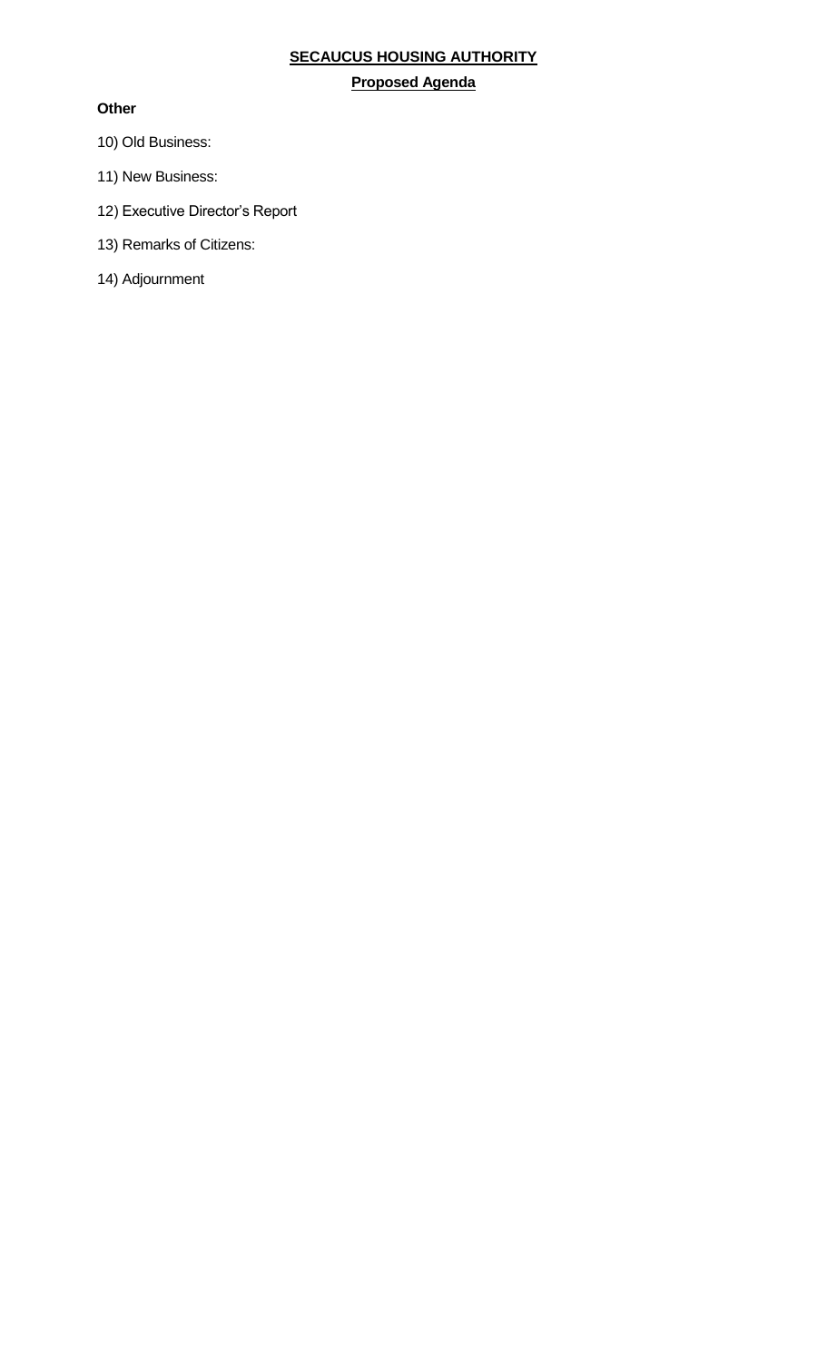**SECAUCUS HOUSING AUTHORITY**

**Proposed Agenda**

**Other**

10) Old Business:

11) New Business:

12) Executive Director's Report

13) Remarks of Citizens:

14) Adjournment